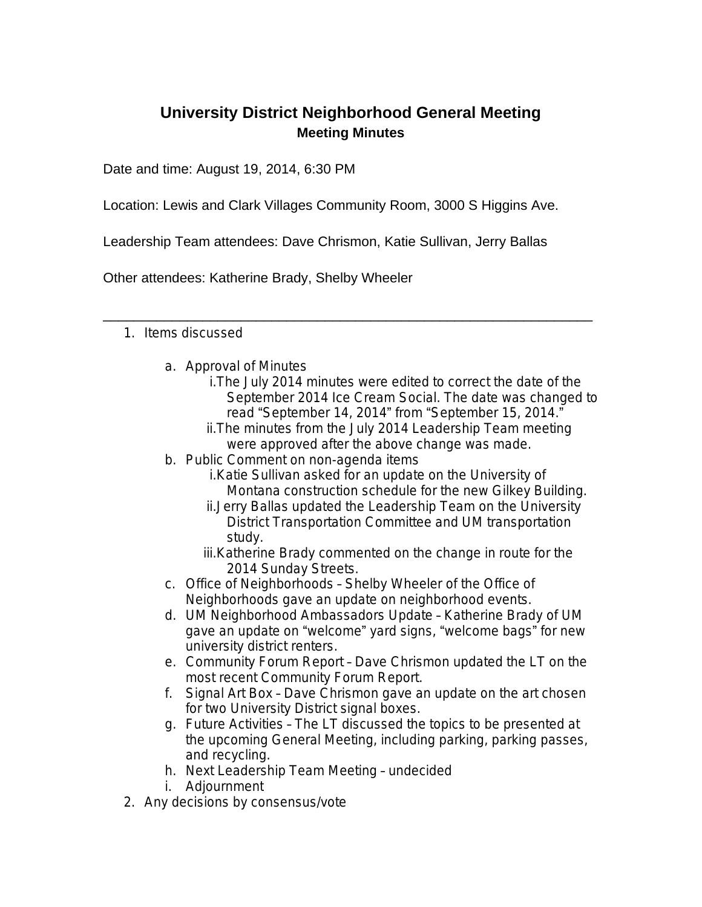# University District Neighborhood General Meeting
## Meeting Minutes

Date and time: August 19, 2014, 6:30 PM

Location: Lewis and Clark Villages Community Room, 3000 S Higgins Ave.

Leadership Team attendees: Dave Chrismon, Katie Sullivan, Jerry Ballas

Other attendees: Katherine Brady, Shelby Wheeler

---

1. Items discussed
   a. Approval of Minutes
      i. The July 2014 minutes were edited to correct the date of the September 2014 Ice Cream Social. The date was changed to read "September 14, 2014" from "September 15, 2014."
      ii. The minutes from the July 2014 Leadership Team meeting were approved after the above change was made.
   b. Public Comment on non-agenda items
      i. Katie Sullivan asked for an update on the University of Montana construction schedule for the new Gilkey Building.
      ii. Jerry Ballas updated the Leadership Team on the University District Transportation Committee and UM transportation study.
      iii. Katherine Brady commented on the change in route for the 2014 Sunday Streets.
   c. Office of Neighborhoods – Shelby Wheeler of the Office of Neighborhoods gave an update on neighborhood events.
   d. UM Neighborhood Ambassadors Update – Katherine Brady of UM gave an update on "welcome" yard signs, "welcome bags" for new university district renters.
   e. Community Forum Report – Dave Chrismon updated the LT on the most recent Community Forum Report.
   f. Signal Art Box – Dave Chrismon gave an update on the art chosen for two University District signal boxes.
   g. Future Activities – The LT discussed the topics to be presented at the upcoming General Meeting, including parking, parking passes, and recycling.
   h. Next Leadership Team Meeting – undecided
   i. Adjournment
2. Any decisions by consensus/vote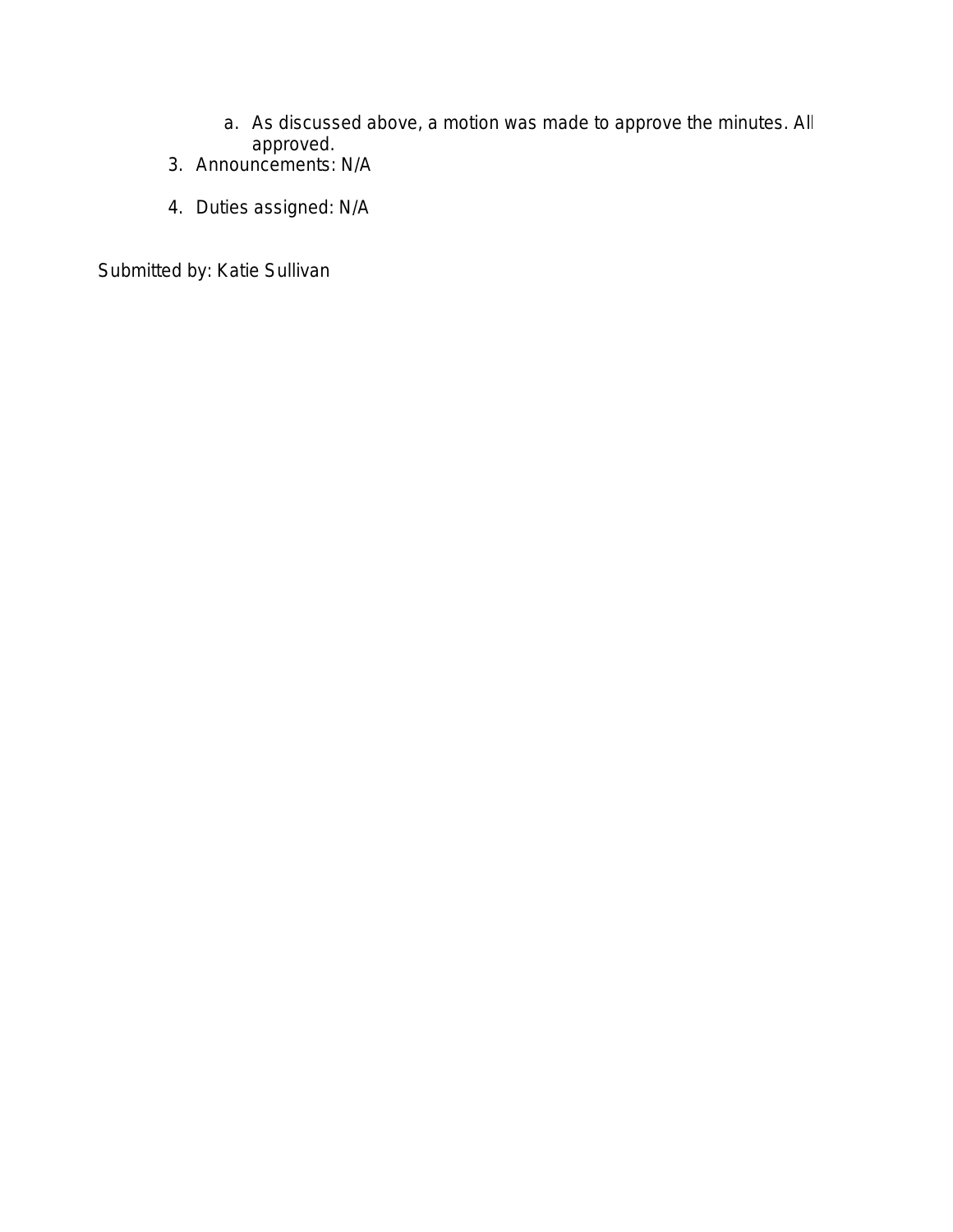a. As discussed above, a motion was made to approve the minutes. All approved.

3. Announcements: N/A

4. Duties assigned: N/A

Submitted by: Katie Sullivan